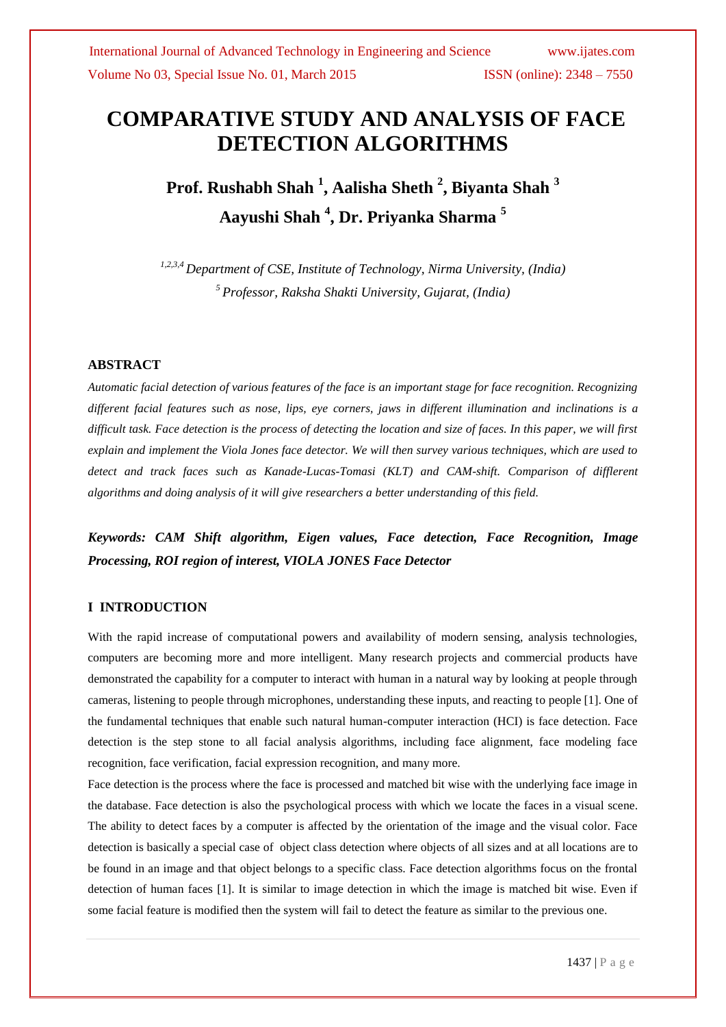# COMPARATIVE STUDY AND ANALYSIS OF FACE DETECTION ALGORITHMS

**Prof. Rushabh Shah [1], Aalisha Sheth [2], Biyanta Shah [3]**
**Aayushi Shah [4], Dr. Priyanka Sharma [5]**

*[1,2,3,4] Department of CSE, Institute of Technology, Nirma University, (India)*
*[5] Professor, Raksha Shakti University, Gujarat, (India)*

## ABSTRACT

*Automatic facial detection of various features of the face is an important stage for face recognition. Recognizing different facial features such as nose, lips, eye corners, jaws in different illumination and inclinations is a difficult task. Face detection is the process of detecting the location and size of faces. In this paper, we will first explain and implement the Viola Jones face detector. We will then survey various techniques, which are used to detect and track faces such as Kanade-Lucas-Tomasi (KLT) and CAM-shift. Comparison of difflerent algorithms and doing analysis of it will give researchers a better understanding of this field.*

***Keywords: CAM Shift algorithm, Eigen values, Face detection, Face Recognition, Image Processing, ROI region of interest, VIOLA JONES Face Detector***

## I INTRODUCTION

With the rapid increase of computational powers and availability of modern sensing, analysis technologies, computers are becoming more and more intelligent. Many research projects and commercial products have demonstrated the capability for a computer to interact with human in a natural way by looking at people through cameras, listening to people through microphones, understanding these inputs, and reacting to people [1]. One of the fundamental techniques that enable such natural human-computer interaction (HCI) is face detection. Face detection is the step stone to all facial analysis algorithms, including face alignment, face modeling face recognition, face verification, facial expression recognition, and many more.

Face detection is the process where the face is processed and matched bit wise with the underlying face image in the database. Face detection is also the psychological process with which we locate the faces in a visual scene. The ability to detect faces by a computer is affected by the orientation of the image and the visual color. Face detection is basically a special case of object class detection where objects of all sizes and at all locations are to be found in an image and that object belongs to a specific class. Face detection algorithms focus on the frontal detection of human faces [1]. It is similar to image detection in which the image is matched bit wise. Even if some facial feature is modified then the system will fail to detect the feature as similar to the previous one.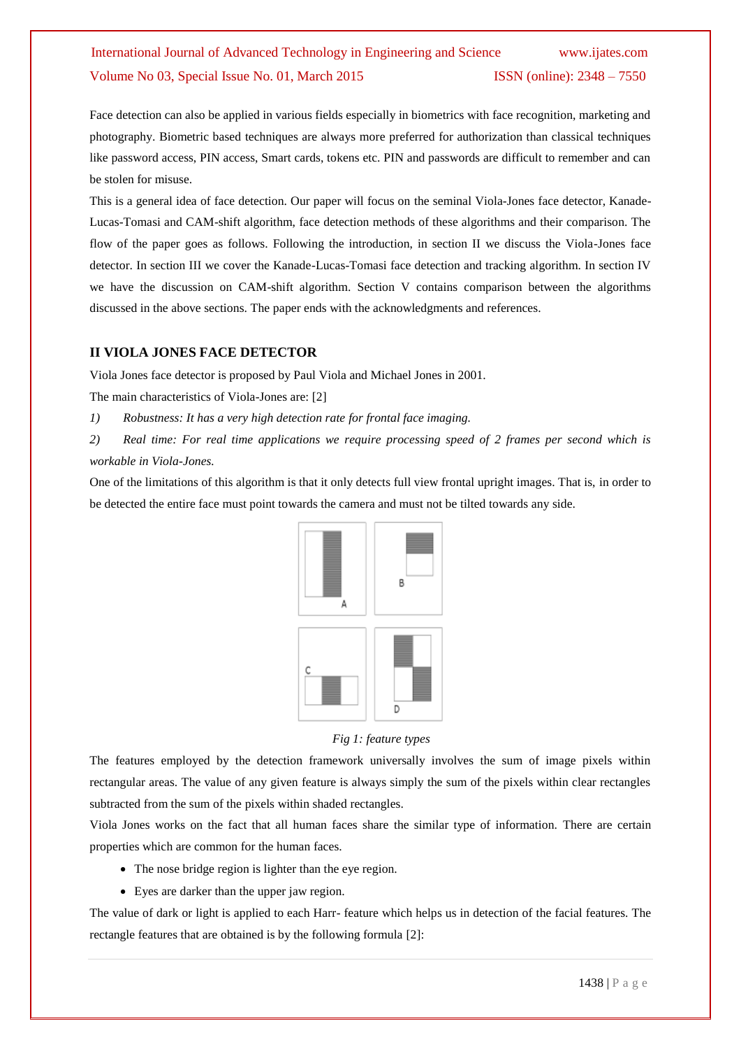Face detection can also be applied in various fields especially in biometrics with face recognition, marketing and photography. Biometric based techniques are always more preferred for authorization than classical techniques like password access, PIN access, Smart cards, tokens etc. PIN and passwords are difficult to remember and can be stolen for misuse.

This is a general idea of face detection. Our paper will focus on the seminal Viola-Jones face detector, Kanade-Lucas-Tomasi and CAM-shift algorithm, face detection methods of these algorithms and their comparison. The flow of the paper goes as follows. Following the introduction, in section II we discuss the Viola-Jones face detector. In section III we cover the Kanade-Lucas-Tomasi face detection and tracking algorithm. In section IV we have the discussion on CAM-shift algorithm. Section V contains comparison between the algorithms discussed in the above sections. The paper ends with the acknowledgments and references.

## II VIOLA JONES FACE DETECTOR

Viola Jones face detector is proposed by Paul Viola and Michael Jones in 2001.

The main characteristics of Viola-Jones are: [2]

*1) Robustness: It has a very high detection rate for frontal face imaging.*

*2) Real time: For real time applications we require processing speed of 2 frames per second which is workable in Viola-Jones.*

One of the limitations of this algorithm is that it only detects full view frontal upright images. That is, in order to be detected the entire face must point towards the camera and must not be tilted towards any side.

*Fig 1: feature types*

The features employed by the detection framework universally involves the sum of image pixels within rectangular areas. The value of any given feature is always simply the sum of the pixels within clear rectangles subtracted from the sum of the pixels within shaded rectangles.

Viola Jones works on the fact that all human faces share the similar type of information. There are certain properties which are common for the human faces.

- The nose bridge region is lighter than the eye region.
- Eyes are darker than the upper jaw region.

The value of dark or light is applied to each Harr- feature which helps us in detection of the facial features. The rectangle features that are obtained is by the following formula [2]: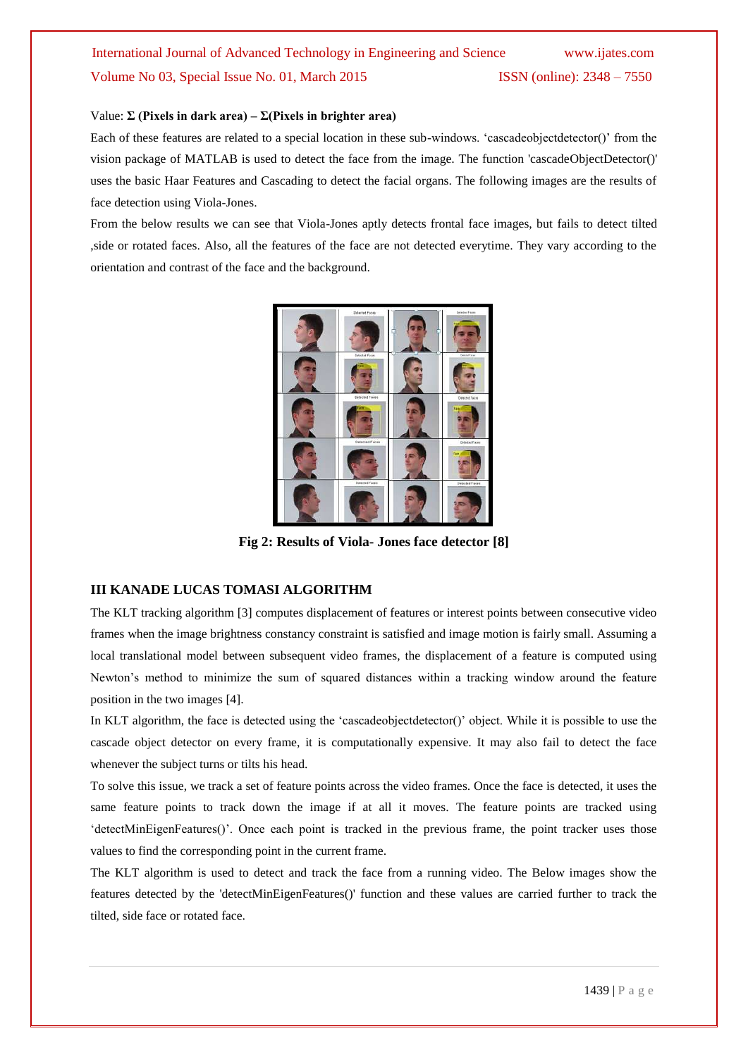Value: **Σ (Pixels in dark area) – Σ(Pixels in brighter area)**

Each of these features are related to a special location in these sub-windows. 'cascadeobjectdetector()' from the vision package of MATLAB is used to detect the face from the image. The function 'cascadeObjectDetector()' uses the basic Haar Features and Cascading to detect the facial organs. The following images are the results of face detection using Viola-Jones.

From the below results we can see that Viola-Jones aptly detects frontal face images, but fails to detect tilted ,side or rotated faces. Also, all the features of the face are not detected everytime. They vary according to the orientation and contrast of the face and the background.

**Fig 2: Results of Viola- Jones face detector [8]**

## III KANADE LUCAS TOMASI ALGORITHM

The KLT tracking algorithm [3] computes displacement of features or interest points between consecutive video frames when the image brightness constancy constraint is satisfied and image motion is fairly small. Assuming a local translational model between subsequent video frames, the displacement of a feature is computed using Newton's method to minimize the sum of squared distances within a tracking window around the feature position in the two images [4].

In KLT algorithm, the face is detected using the 'cascadeobjectdetector()' object. While it is possible to use the cascade object detector on every frame, it is computationally expensive. It may also fail to detect the face whenever the subject turns or tilts his head.

To solve this issue, we track a set of feature points across the video frames. Once the face is detected, it uses the same feature points to track down the image if at all it moves. The feature points are tracked using 'detectMinEigenFeatures()'. Once each point is tracked in the previous frame, the point tracker uses those values to find the corresponding point in the current frame.

The KLT algorithm is used to detect and track the face from a running video. The Below images show the features detected by the 'detectMinEigenFeatures()' function and these values are carried further to track the tilted, side face or rotated face.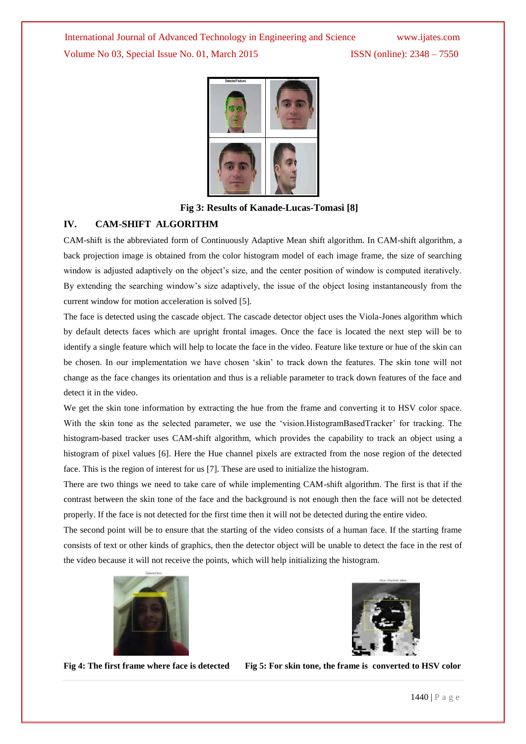Fig 3: Results of Kanade-Lucas-Tomasi [8]

## IV. CAM-SHIFT ALGORITHM

CAM-shift is the abbreviated form of Continuously Adaptive Mean shift algorithm. In CAM-shift algorithm, a back projection image is obtained from the color histogram model of each image frame, the size of searching window is adjusted adaptively on the object's size, and the center position of window is computed iteratively. By extending the searching window's size adaptively, the issue of the object losing instantaneously from the current window for motion acceleration is solved [5].

The face is detected using the cascade object. The cascade detector object uses the Viola-Jones algorithm which by default detects faces which are upright frontal images. Once the face is located the next step will be to identify a single feature which will help to locate the face in the video. Feature like texture or hue of the skin can be chosen. In our implementation we have chosen 'skin' to track down the features. The skin tone will not change as the face changes its orientation and thus is a reliable parameter to track down features of the face and detect it in the video.

We get the skin tone information by extracting the hue from the frame and converting it to HSV color space. With the skin tone as the selected parameter, we use the 'vision.HistogramBasedTracker' for tracking. The histogram-based tracker uses CAM-shift algorithm, which provides the capability to track an object using a histogram of pixel values [6]. Here the Hue channel pixels are extracted from the nose region of the detected face. This is the region of interest for us [7]. These are used to initialize the histogram.

There are two things we need to take care of while implementing CAM-shift algorithm. The first is that if the contrast between the skin tone of the face and the background is not enough then the face will not be detected properly. If the face is not detected for the first time then it will not be detected during the entire video.

The second point will be to ensure that the starting of the video consists of a human face. If the starting frame consists of text or other kinds of graphics, then the detector object will be unable to detect the face in the rest of the video because it will not receive the points, which will help initializing the histogram.

Fig 4: The first frame where face is detected

Fig 5: For skin tone, the frame is converted to HSV color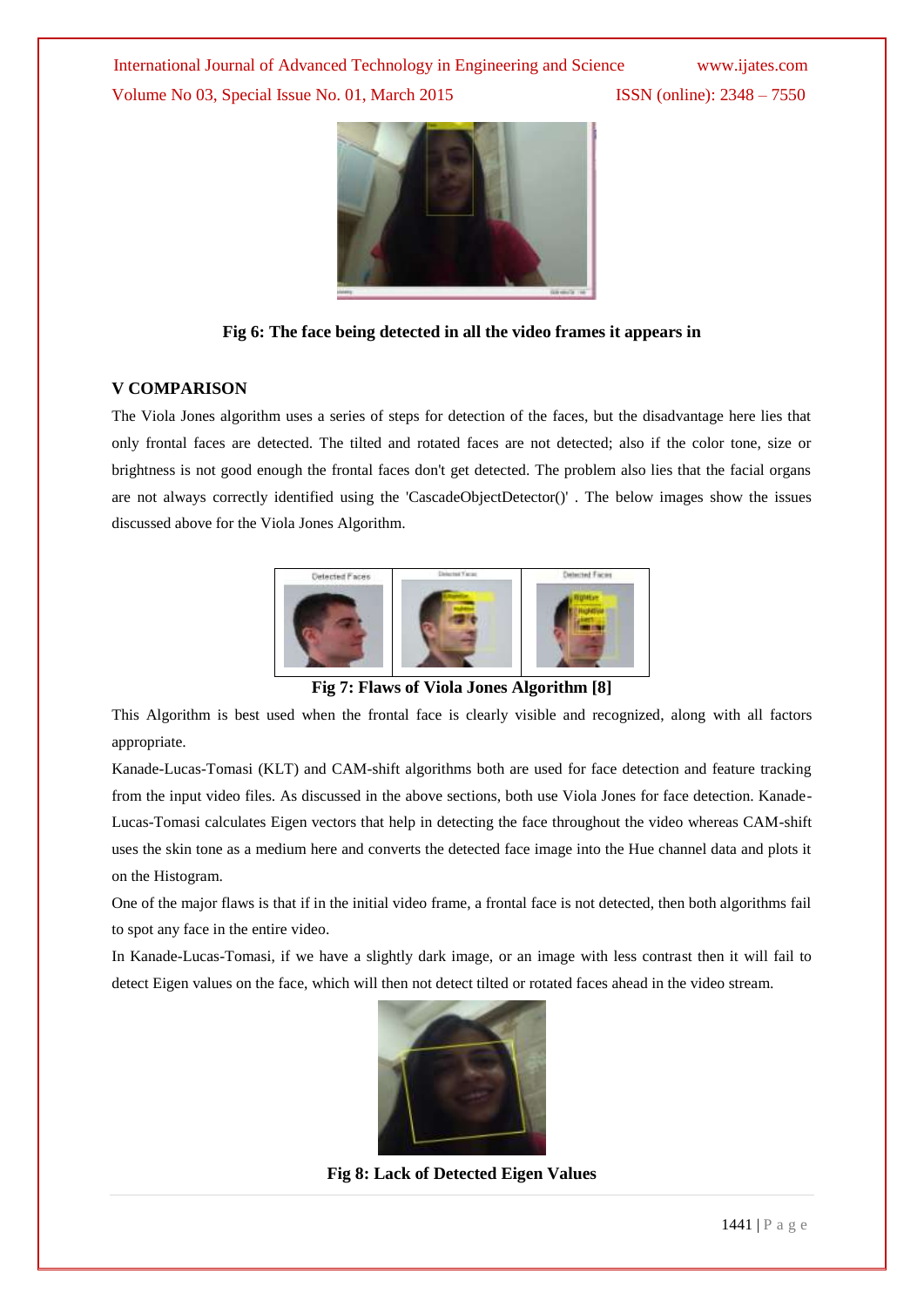Fig 6: The face being detected in all the video frames it appears in

## V COMPARISON

The Viola Jones algorithm uses a series of steps for detection of the faces, but the disadvantage here lies that only frontal faces are detected. The tilted and rotated faces are not detected; also if the color tone, size or brightness is not good enough the frontal faces don't get detected. The problem also lies that the facial organs are not always correctly identified using the 'CascadeObjectDetector()' . The below images show the issues discussed above for the Viola Jones Algorithm.

**Fig 7: Flaws of Viola Jones Algorithm [8]**

This Algorithm is best used when the frontal face is clearly visible and recognized, along with all factors appropriate.

Kanade-Lucas-Tomasi (KLT) and CAM-shift algorithms both are used for face detection and feature tracking from the input video files. As discussed in the above sections, both use Viola Jones for face detection. Kanade-Lucas-Tomasi calculates Eigen vectors that help in detecting the face throughout the video whereas CAM-shift uses the skin tone as a medium here and converts the detected face image into the Hue channel data and plots it on the Histogram.

One of the major flaws is that if in the initial video frame, a frontal face is not detected, then both algorithms fail to spot any face in the entire video.

In Kanade-Lucas-Tomasi, if we have a slightly dark image, or an image with less contrast then it will fail to detect Eigen values on the face, which will then not detect tilted or rotated faces ahead in the video stream.

**Fig 8: Lack of Detected Eigen Values**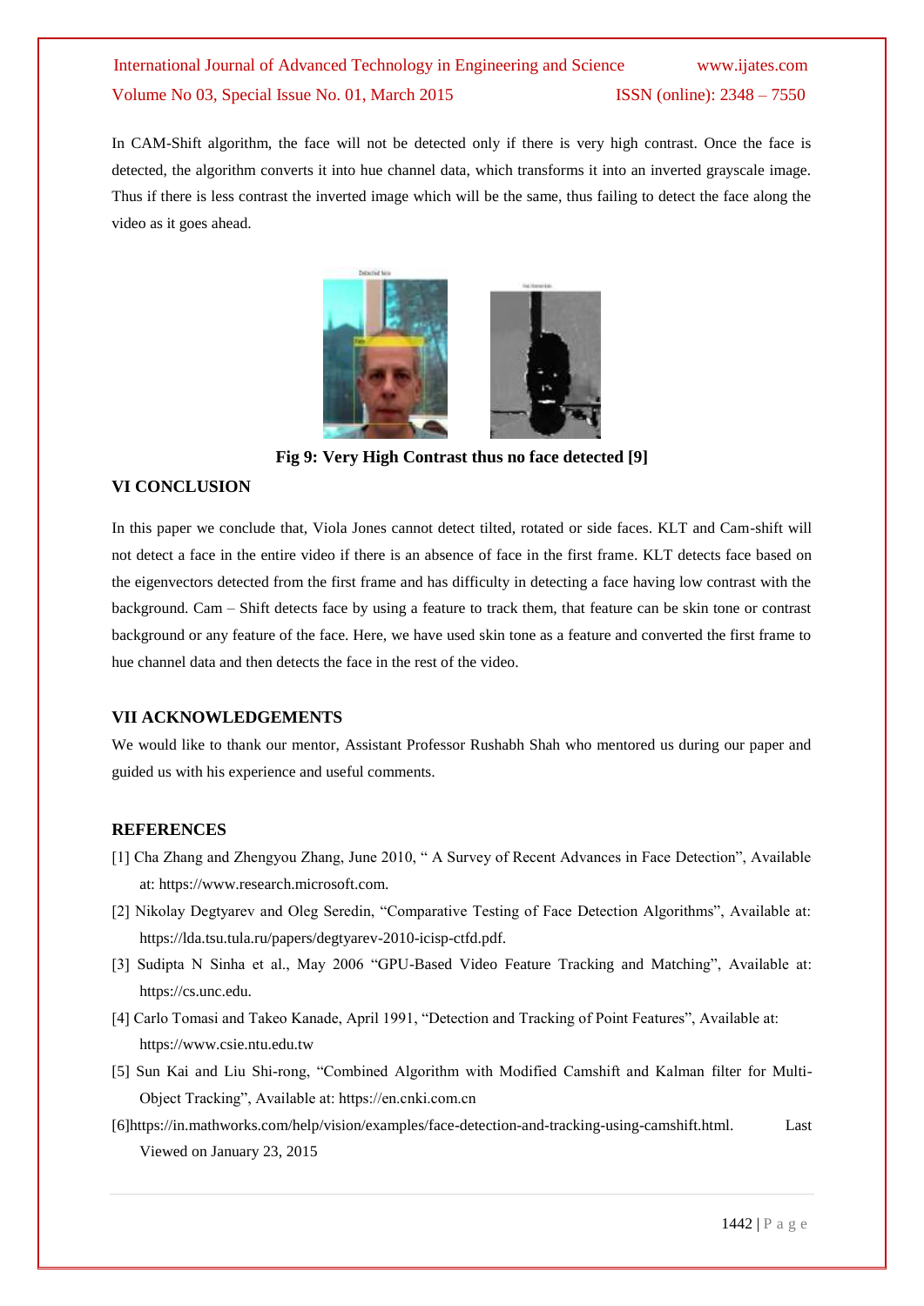In CAM-Shift algorithm, the face will not be detected only if there is very high contrast. Once the face is detected, the algorithm converts it into hue channel data, which transforms it into an inverted grayscale image. Thus if there is less contrast the inverted image which will be the same, thus failing to detect the face along the video as it goes ahead.

**Fig 9: Very High Contrast thus no face detected [9]**

## VI CONCLUSION

In this paper we conclude that, Viola Jones cannot detect tilted, rotated or side faces. KLT and Cam-shift will not detect a face in the entire video if there is an absence of face in the first frame. KLT detects face based on the eigenvectors detected from the first frame and has difficulty in detecting a face having low contrast with the background. Cam – Shift detects face by using a feature to track them, that feature can be skin tone or contrast background or any feature of the face. Here, we have used skin tone as a feature and converted the first frame to hue channel data and then detects the face in the rest of the video.

## VII ACKNOWLEDGEMENTS

We would like to thank our mentor, Assistant Professor Rushabh Shah who mentored us during our paper and guided us with his experience and useful comments.

## REFERENCES

[1] Cha Zhang and Zhengyou Zhang, June 2010, " A Survey of Recent Advances in Face Detection", Available at: https://www.research.microsoft.com.

[2] Nikolay Degtyarev and Oleg Seredin, "Comparative Testing of Face Detection Algorithms", Available at: https://lda.tsu.tula.ru/papers/degtyarev-2010-icisp-ctfd.pdf.

[3] Sudipta N Sinha et al., May 2006 "GPU-Based Video Feature Tracking and Matching", Available at: https://cs.unc.edu.

[4] Carlo Tomasi and Takeo Kanade, April 1991, "Detection and Tracking of Point Features", Available at: https://www.csie.ntu.edu.tw

[5] Sun Kai and Liu Shi-rong, "Combined Algorithm with Modified Camshift and Kalman filter for Multi-Object Tracking", Available at: https://en.cnki.com.cn

[6]https://in.mathworks.com/help/vision/examples/face-detection-and-tracking-using-camshift.html. Last Viewed on January 23, 2015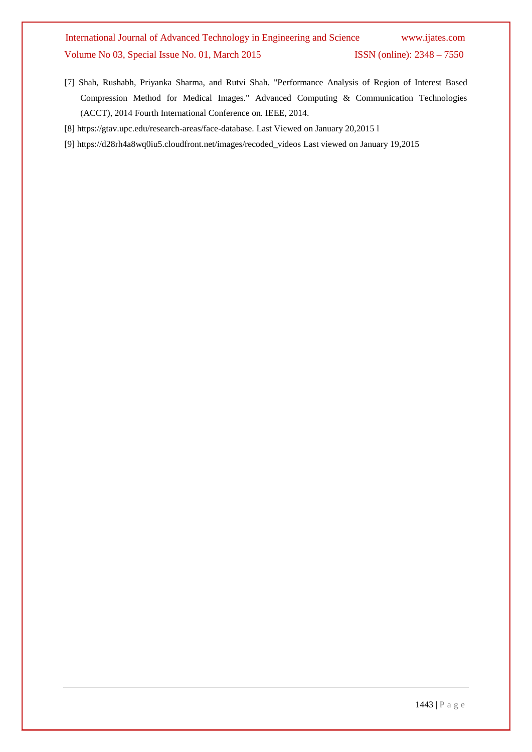[7] Shah, Rushabh, Priyanka Sharma, and Rutvi Shah. "Performance Analysis of Region of Interest Based Compression Method for Medical Images." Advanced Computing & Communication Technologies (ACCT), 2014 Fourth International Conference on. IEEE, 2014.

[8] https://gtav.upc.edu/research-areas/face-database. Last Viewed on January 20,2015 l

[9] https://d28rh4a8wq0iu5.cloudfront.net/images/recoded_videos Last viewed on January 19,2015